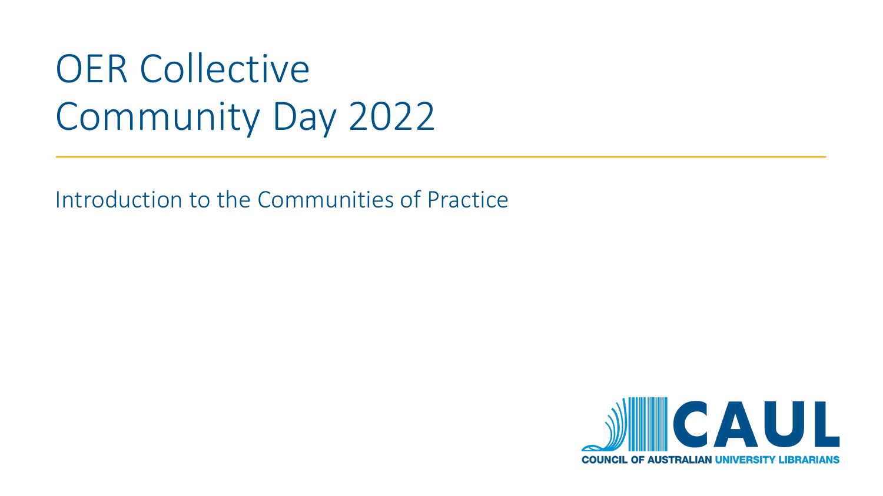# OER Collective Community Day 2022

Introduction to the Communities of Practice

CAUL

COUNCIL OF AUSTRALIAN UNIVERSITY LIBRARIANS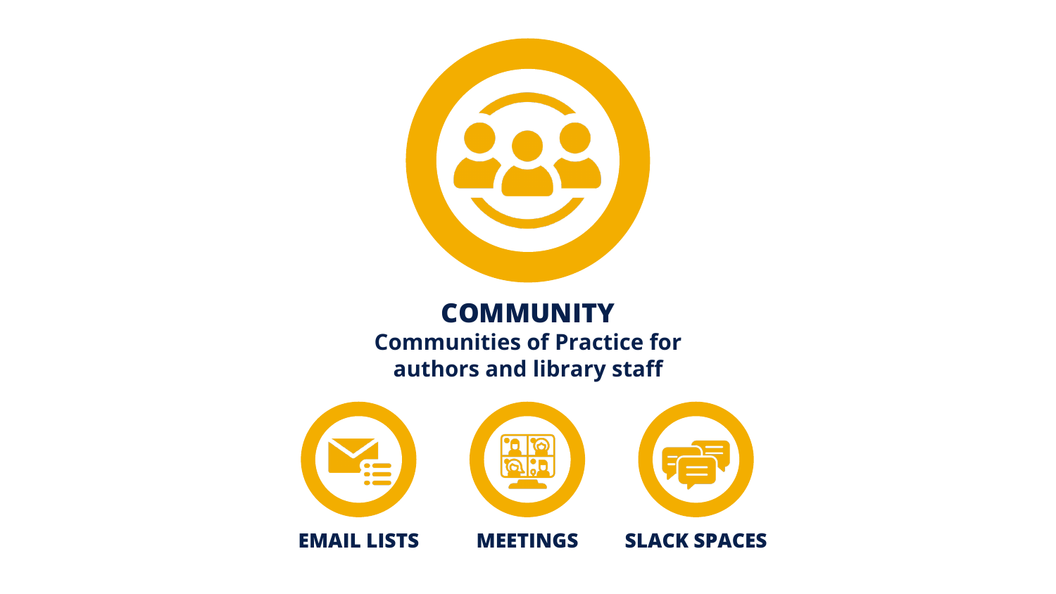# COMMUNITY

**Communities of Practice for authors and library staff**

**EMAIL LISTS**

**MEETINGS**

**SLACK SPACES**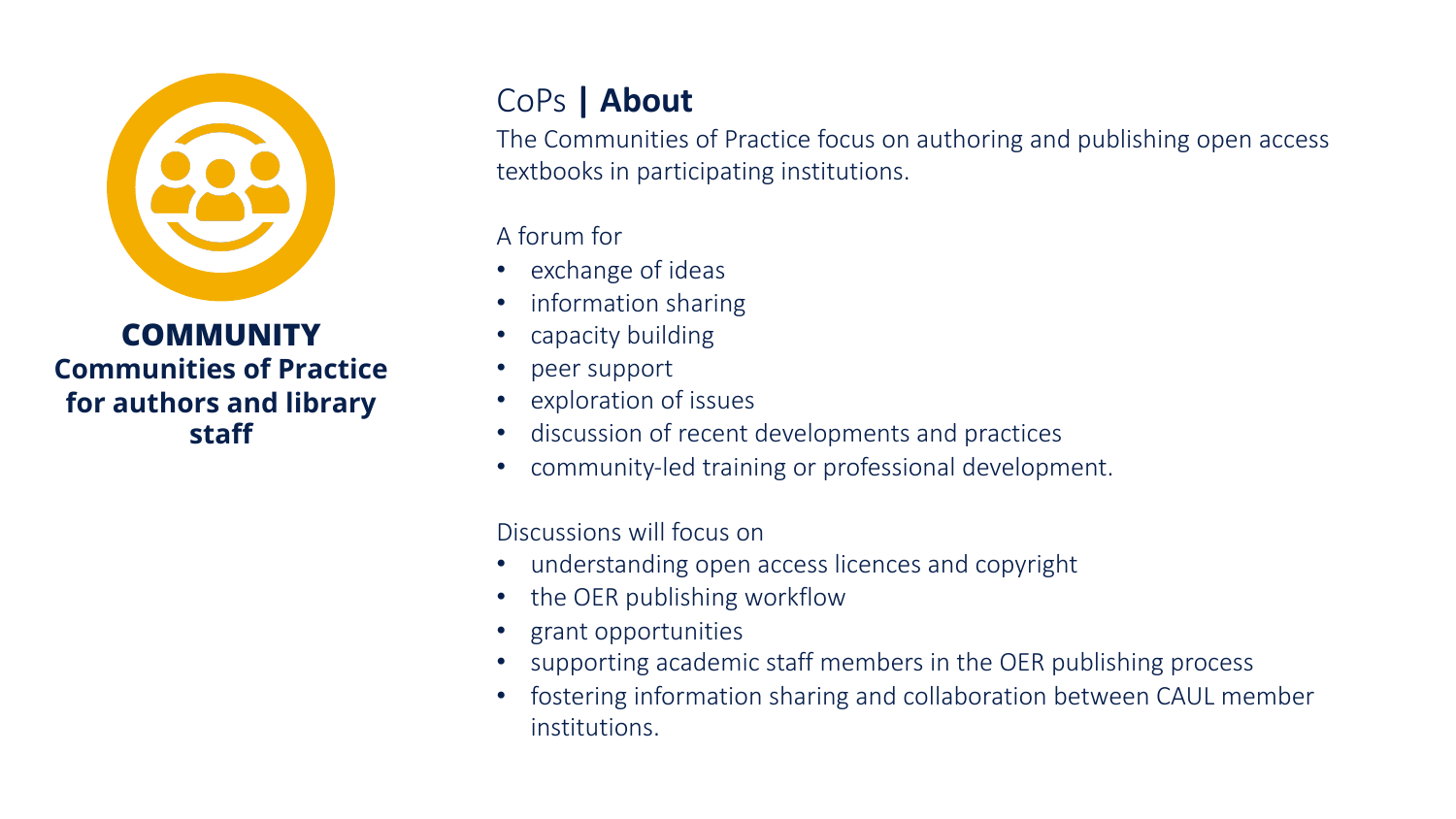**COMMUNITY**
**Communities of Practice for authors and library staff**

# CoPs | **About**

The Communities of Practice focus on authoring and publishing open access textbooks in participating institutions.

A forum for

- exchange of ideas
- information sharing
- capacity building
- peer support
- exploration of issues
- discussion of recent developments and practices
- community-led training or professional development.

Discussions will focus on

- understanding open access licences and copyright
- the OER publishing workflow
- grant opportunities
- supporting academic staff members in the OER publishing process
- fostering information sharing and collaboration between CAUL member institutions.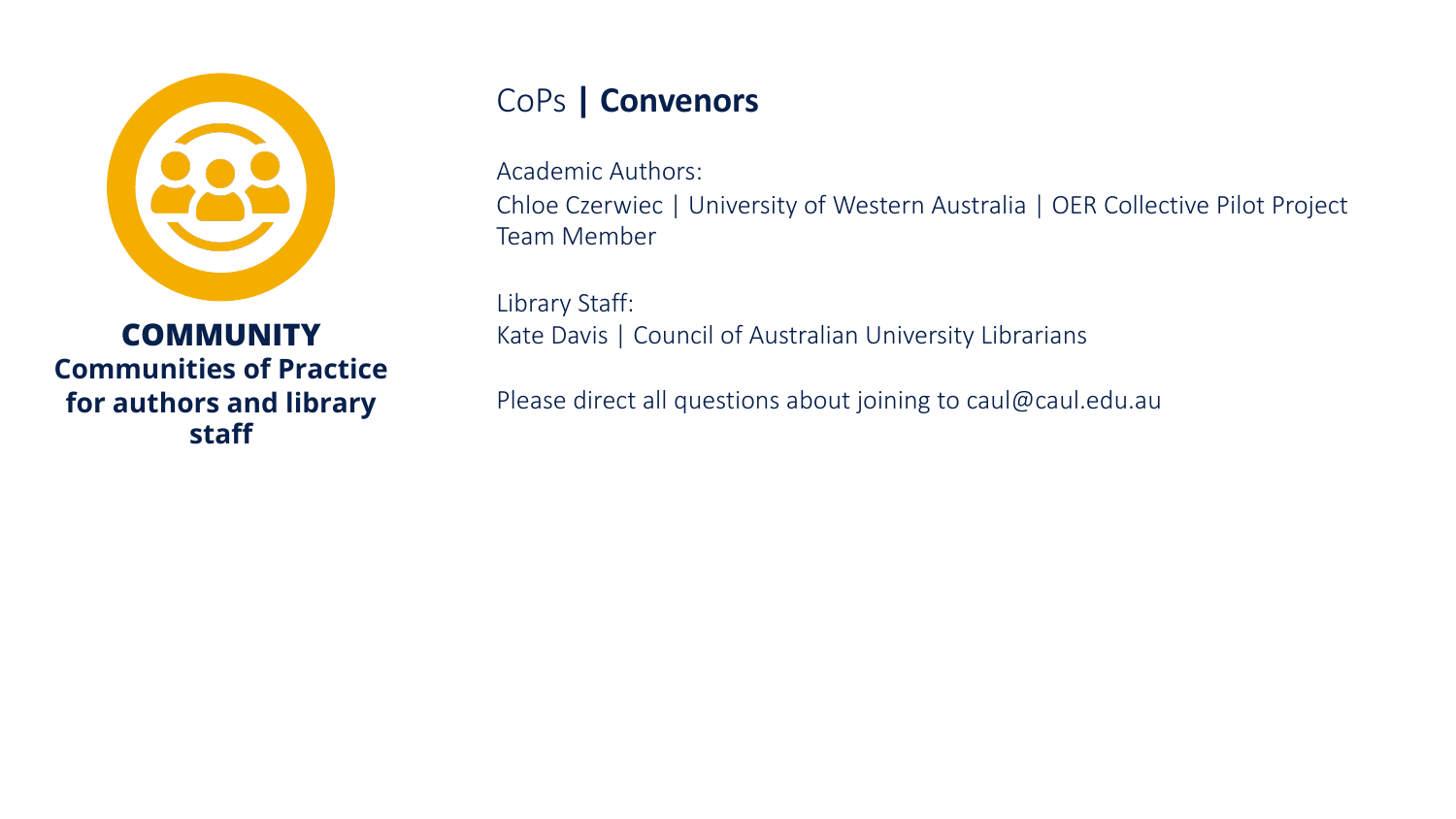**COMMUNITY**
**Communities of Practice for authors and library staff**

# CoPs | **Convenors**

Academic Authors:
Chloe Czerwiec | University of Western Australia | OER Collective Pilot Project Team Member

Library Staff:
Kate Davis | Council of Australian University Librarians

Please direct all questions about joining to caul@caul.edu.au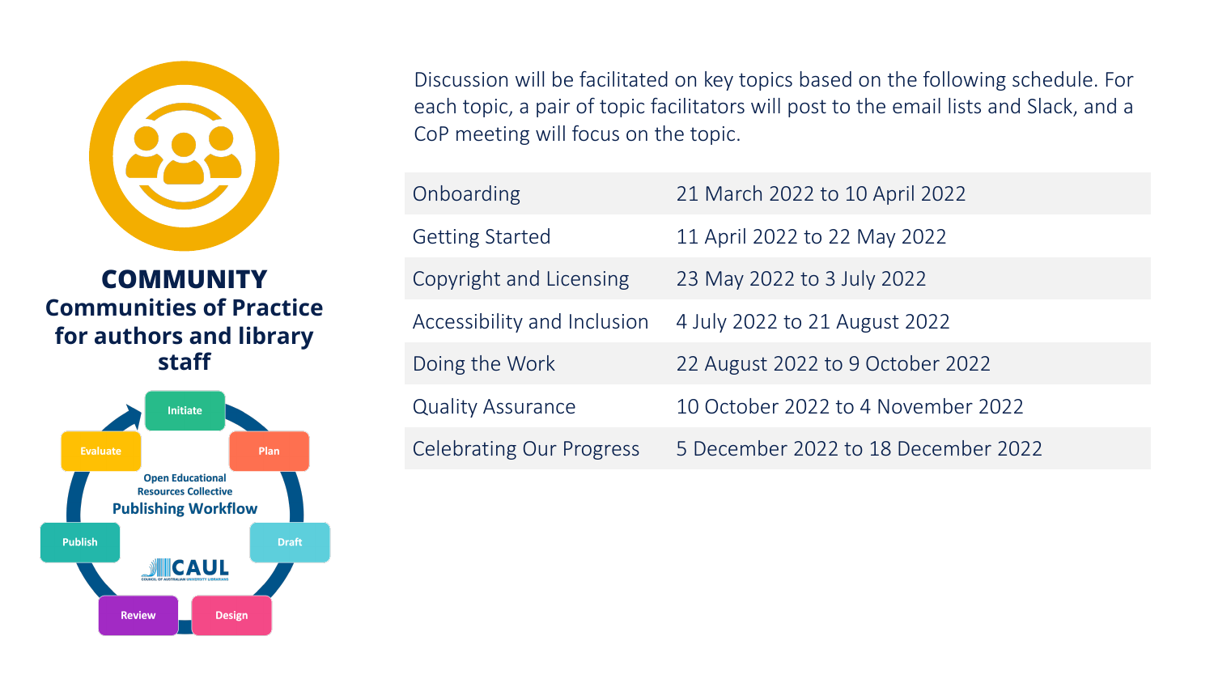## COMMUNITY

### Communities of Practice for authors and library staff

Open Educational Resources Collective

**Publishing Workflow**

Initiate, Plan, Draft, Design, Review, Publish, Evaluate

CAUL — Council of Australian University Librarians

Discussion will be facilitated on key topics based on the following schedule. For each topic, a pair of topic facilitators will post to the email lists and Slack, and a CoP meeting will focus on the topic.

| Topic | Dates |
| --- | --- |
| Onboarding | 21 March 2022 to 10 April 2022 |
| Getting Started | 11 April 2022 to 22 May 2022 |
| Copyright and Licensing | 23 May 2022 to 3 July 2022 |
| Accessibility and Inclusion | 4 July 2022 to 21 August 2022 |
| Doing the Work | 22 August 2022 to 9 October 2022 |
| Quality Assurance | 10 October 2022 to 4 November 2022 |
| Celebrating Our Progress | 5 December 2022 to 18 December 2022 |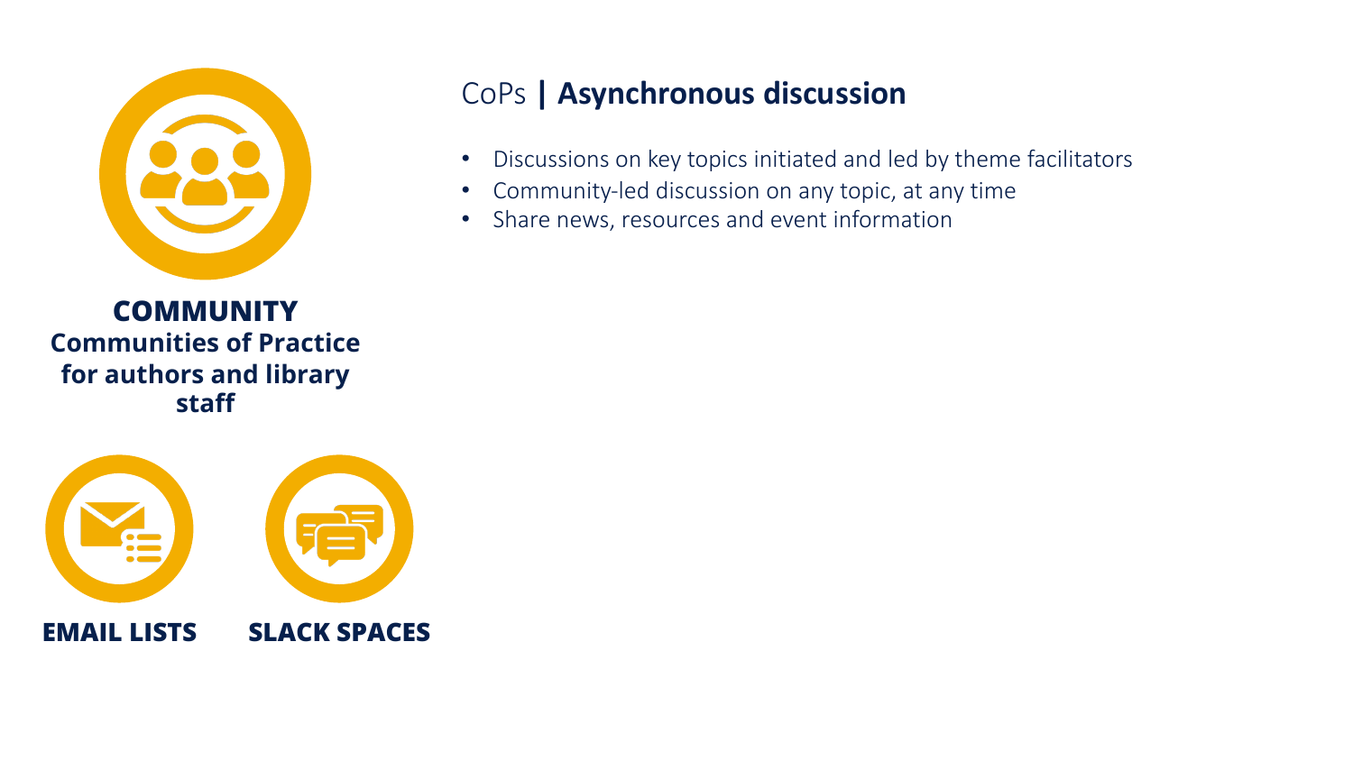**COMMUNITY**
**Communities of Practice for authors and library staff**

**EMAIL LISTS**

**SLACK SPACES**

## CoPs | **Asynchronous discussion**

- Discussions on key topics initiated and led by theme facilitators
- Community-led discussion on any topic, at any time
- Share news, resources and event information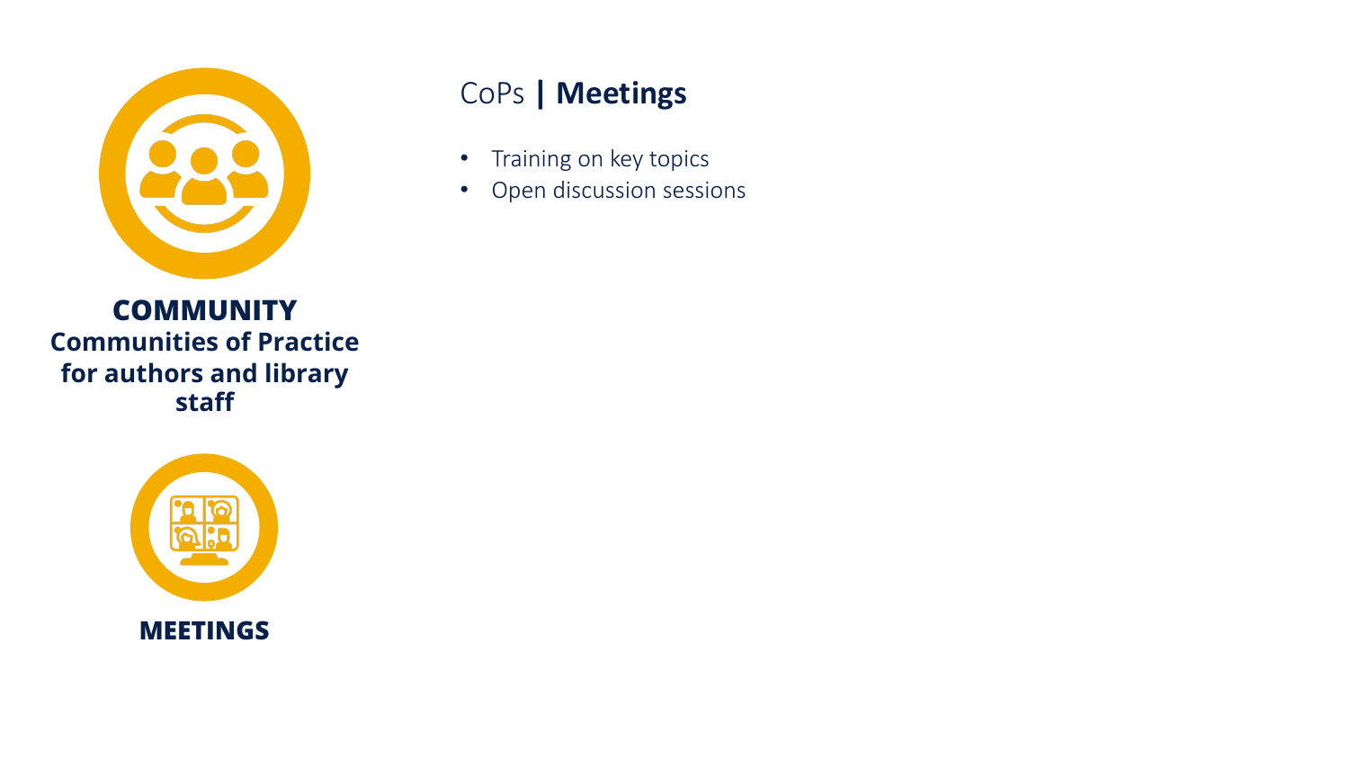**COMMUNITY**
**Communities of Practice for authors and library staff**

**MEETINGS**

## CoPs | **Meetings**

- Training on key topics
- Open discussion sessions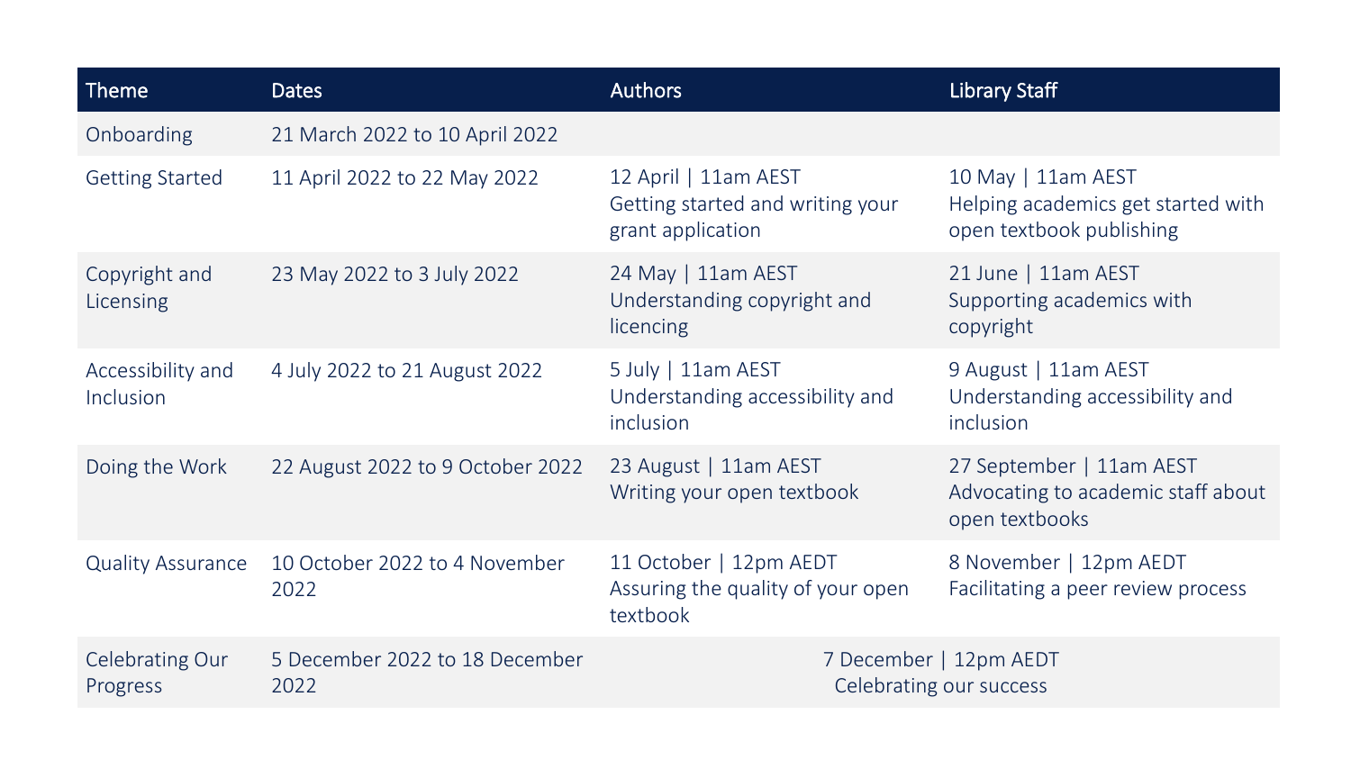| Theme | Dates | Authors | Library Staff |
| --- | --- | --- | --- |
| Onboarding | 21 March 2022 to 10 April 2022 | | |
| Getting Started | 11 April 2022 to 22 May 2022 | 12 April \| 11am AEST<br>Getting started and writing your grant application | 10 May \| 11am AEST<br>Helping academics get started with open textbook publishing |
| Copyright and Licensing | 23 May 2022 to 3 July 2022 | 24 May \| 11am AEST<br>Understanding copyright and licencing | 21 June \| 11am AEST<br>Supporting academics with copyright |
| Accessibility and Inclusion | 4 July 2022 to 21 August 2022 | 5 July \| 11am AEST<br>Understanding accessibility and inclusion | 9 August \| 11am AEST<br>Understanding accessibility and inclusion |
| Doing the Work | 22 August 2022 to 9 October 2022 | 23 August \| 11am AEST<br>Writing your open textbook | 27 September \| 11am AEST<br>Advocating to academic staff about open textbooks |
| Quality Assurance | 10 October 2022 to 4 November 2022 | 11 October \| 12pm AEDT<br>Assuring the quality of your open textbook | 8 November \| 12pm AEDT<br>Facilitating a peer review process |
| Celebrating Our Progress | 5 December 2022 to 18 December 2022 | 7 December \| 12pm AEDT<br>Celebrating our success | |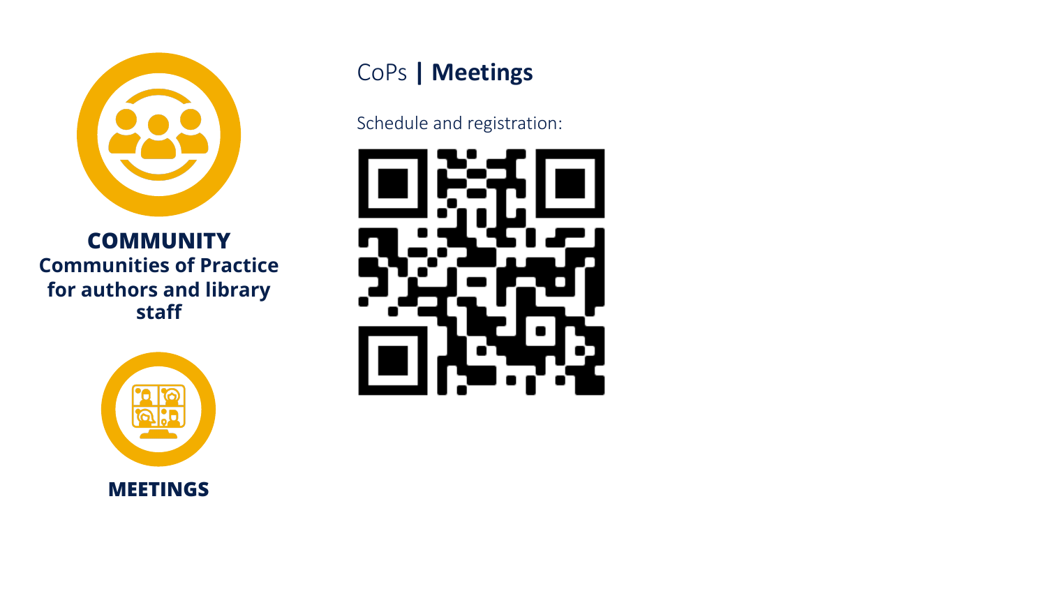**COMMUNITY**
**Communities of Practice for authors and library staff**

**MEETINGS**

# CoPs | **Meetings**

Schedule and registration: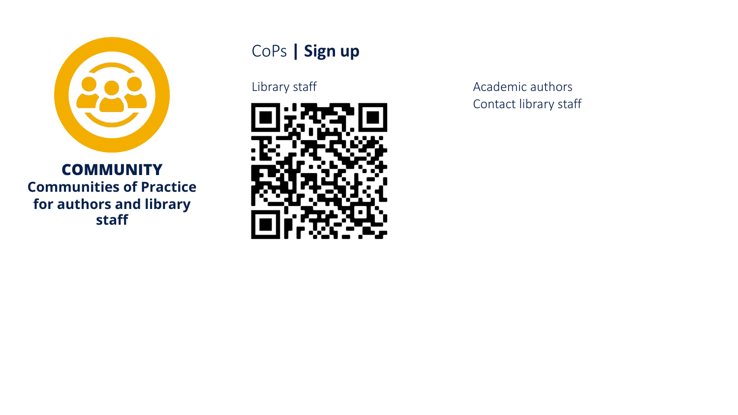**COMMUNITY**
**Communities of Practice for authors and library staff**

# CoPs | **Sign up**

Library staff

Academic authors
Contact library staff